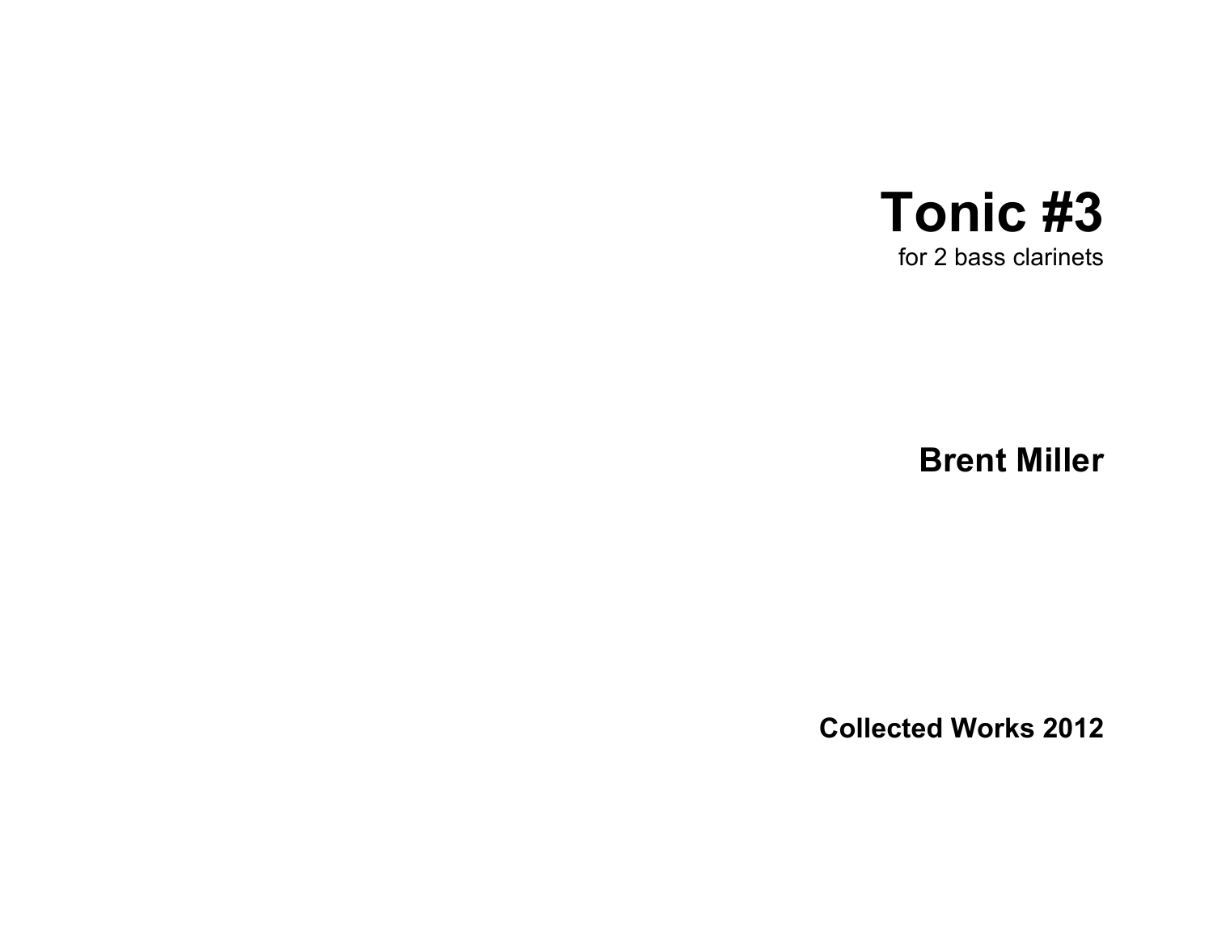# Tonic #3

for 2 bass clarinets

**Brent Miller**

**Collected Works 2012**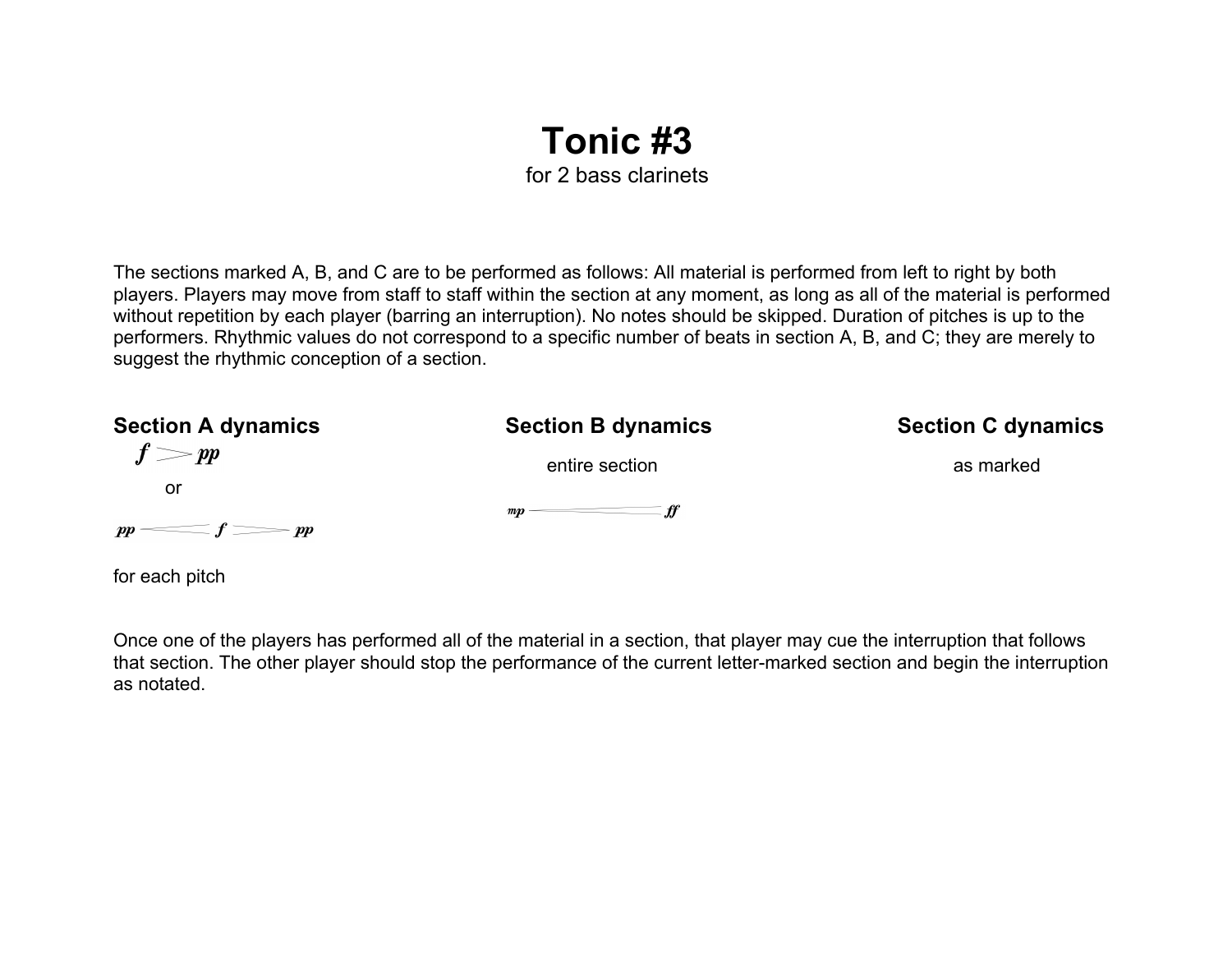# Tonic #3

for 2 bass clarinets

The sections marked A, B, and C are to be performed as follows: All material is performed from left to right by both players. Players may move from staff to staff within the section at any moment, as long as all of the material is performed without repetition by each player (barring an interruption). No notes should be skipped. Duration of pitches is up to the performers. Rhythmic values do not correspond to a specific number of beats in section A, B, and C; they are merely to suggest the rhythmic conception of a section.

### Section A dynamics

***f*** > ***pp***

or

***pp*** < ***f*** > ***pp***

for each pitch

### Section B dynamics

entire section

***mp*** < ***ff***

### Section C dynamics

as marked

Once one of the players has performed all of the material in a section, that player may cue the interruption that follows that section. The other player should stop the performance of the current letter-marked section and begin the interruption as notated.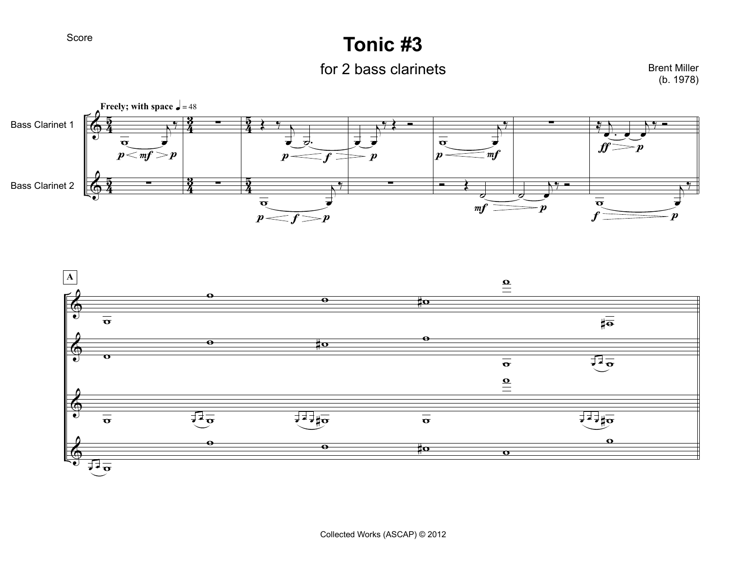Score

# Tonic #3

for 2 bass clarinets

Brent Miller
(b. 1978)

**Freely; with space** ♩ = 48

Bass Clarinet 1

Bass Clarinet 2

A

Collected Works (ASCAP) © 2012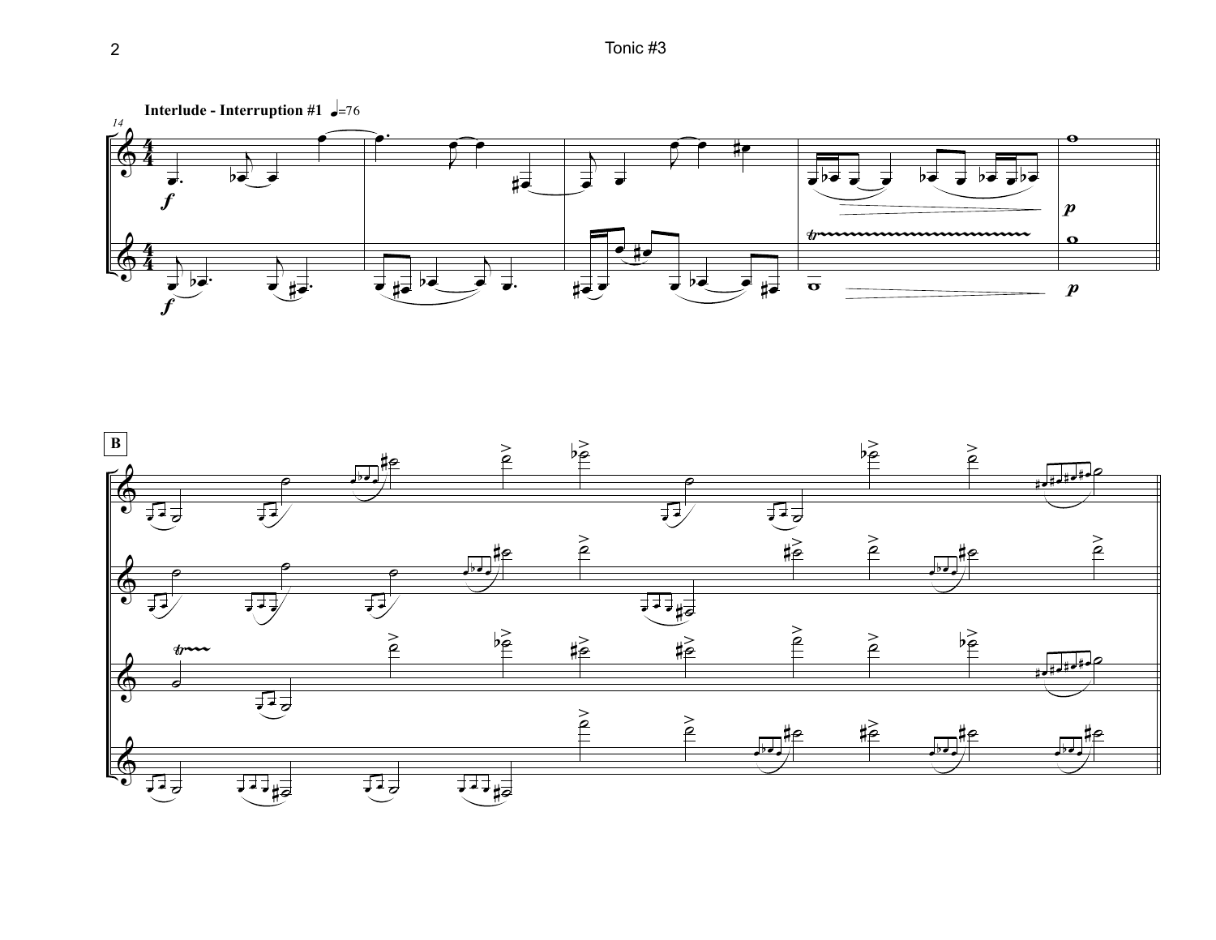Interlude - Interruption #1 ♩=76

B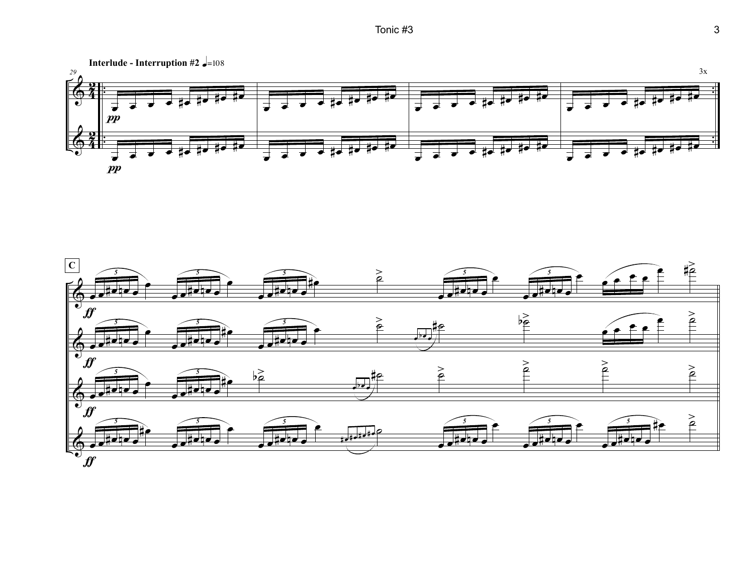**Interlude - Interruption #2** ♩=108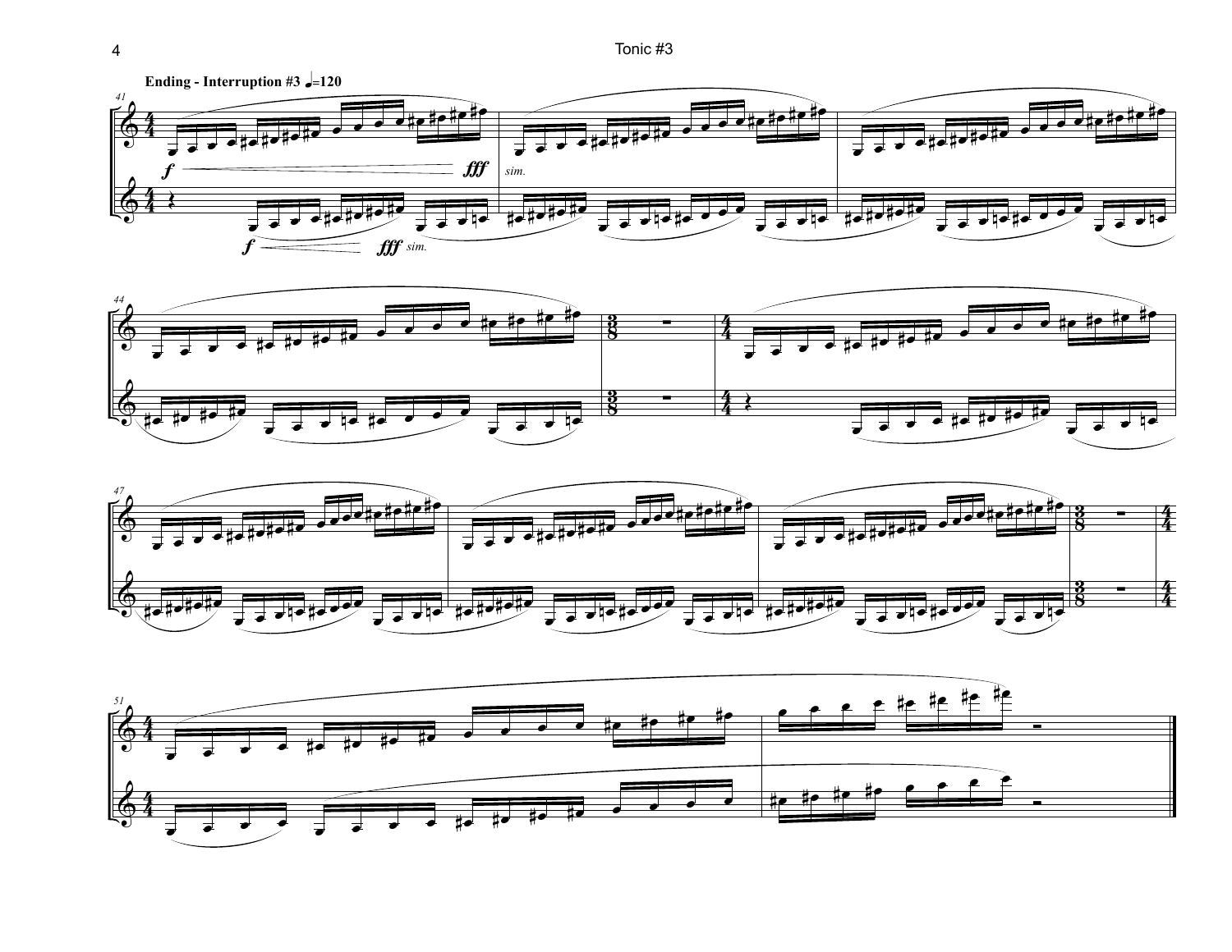**Ending - Interruption #3** ♩=120